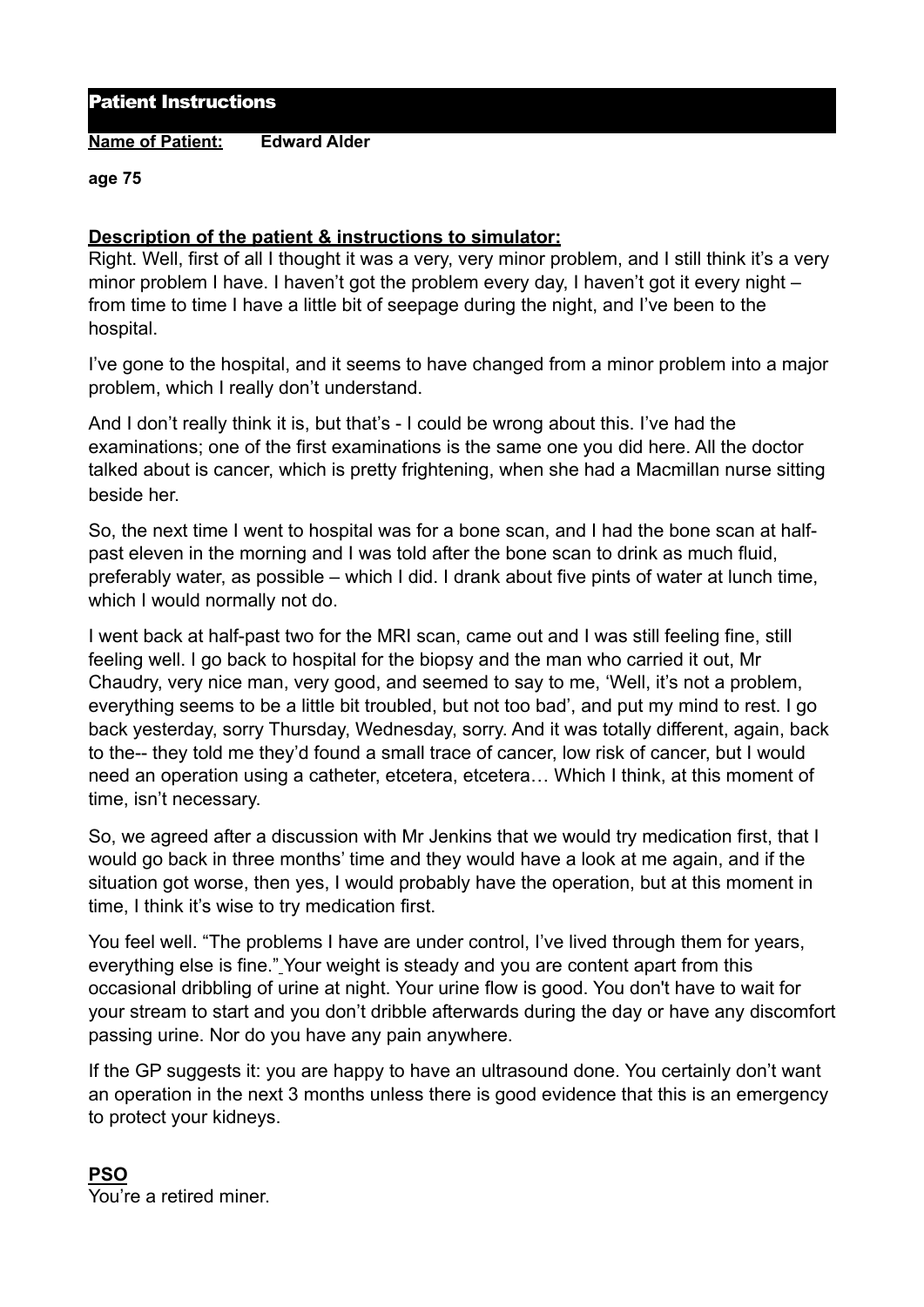# Patient Instructions

**Name of Patient:** **Edward Alder**

**age 75**

**Description of the patient & instructions to simulator:**

Right. Well, first of all I thought it was a very, very minor problem, and I still think it's a very minor problem I have. I haven't got the problem every day, I haven't got it every night – from time to time I have a little bit of seepage during the night, and I've been to the hospital.

I've gone to the hospital, and it seems to have changed from a minor problem into a major problem, which I really don't understand.

And I don't really think it is, but that's - I could be wrong about this. I've had the examinations; one of the first examinations is the same one you did here. All the doctor talked about is cancer, which is pretty frightening, when she had a Macmillan nurse sitting beside her.

So, the next time I went to hospital was for a bone scan, and I had the bone scan at half-past eleven in the morning and I was told after the bone scan to drink as much fluid, preferably water, as possible – which I did. I drank about five pints of water at lunch time, which I would normally not do.

I went back at half-past two for the MRI scan, came out and I was still feeling fine, still feeling well. I go back to hospital for the biopsy and the man who carried it out, Mr Chaudry, very nice man, very good, and seemed to say to me, 'Well, it's not a problem, everything seems to be a little bit troubled, but not too bad', and put my mind to rest. I go back yesterday, sorry Thursday, Wednesday, sorry. And it was totally different, again, back to the-- they told me they'd found a small trace of cancer, low risk of cancer, but I would need an operation using a catheter, etcetera, etcetera… Which I think, at this moment of time, isn't necessary.

So, we agreed after a discussion with Mr Jenkins that we would try medication first, that I would go back in three months' time and they would have a look at me again, and if the situation got worse, then yes, I would probably have the operation, but at this moment in time, I think it's wise to try medication first.

You feel well. "The problems I have are under control, I've lived through them for years, everything else is fine." Your weight is steady and you are content apart from this occasional dribbling of urine at night. Your urine flow is good. You don't have to wait for your stream to start and you don't dribble afterwards during the day or have any discomfort passing urine. Nor do you have any pain anywhere.

If the GP suggests it: you are happy to have an ultrasound done. You certainly don't want an operation in the next 3 months unless there is good evidence that this is an emergency to protect your kidneys.

**PSO**

You're a retired miner.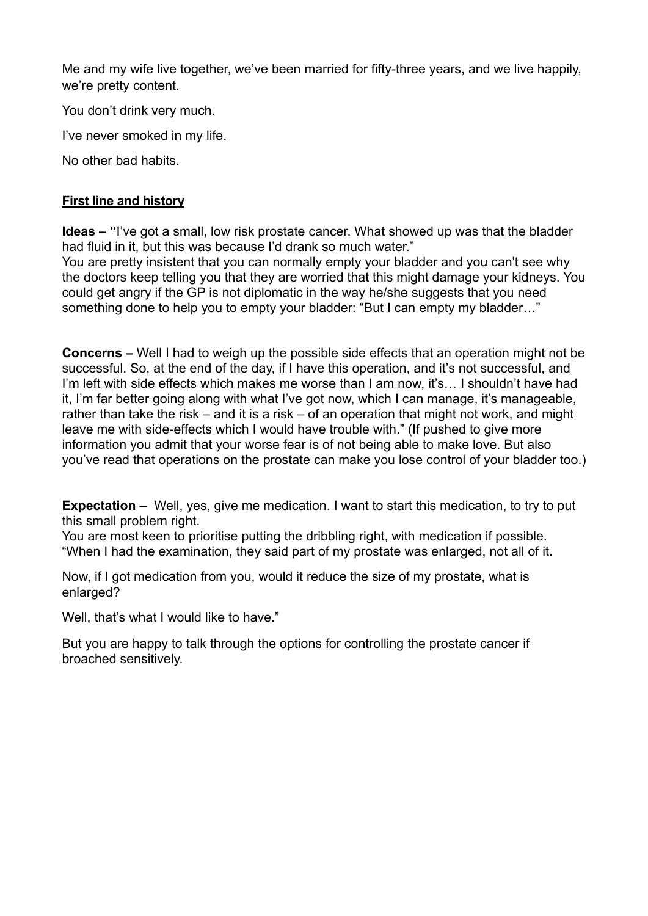Me and my wife live together, we've been married for fifty-three years, and we live happily, we're pretty content.

You don't drink very much.

I've never smoked in my life.

No other bad habits.

**First line and history**

**Ideas – "**I've got a small, low risk prostate cancer. What showed up was that the bladder had fluid in it, but this was because I'd drank so much water."
You are pretty insistent that you can normally empty your bladder and you can't see why the doctors keep telling you that they are worried that this might damage your kidneys. You could get angry if the GP is not diplomatic in the way he/she suggests that you need something done to help you to empty your bladder: "But I can empty my bladder…"

**Concerns –** Well I had to weigh up the possible side effects that an operation might not be successful. So, at the end of the day, if I have this operation, and it's not successful, and I'm left with side effects which makes me worse than I am now, it's… I shouldn't have had it, I'm far better going along with what I've got now, which I can manage, it's manageable, rather than take the risk – and it is a risk – of an operation that might not work, and might leave me with side-effects which I would have trouble with." (If pushed to give more information you admit that your worse fear is of not being able to make love. But also you've read that operations on the prostate can make you lose control of your bladder too.)

**Expectation –** Well, yes, give me medication. I want to start this medication, to try to put this small problem right.
You are most keen to prioritise putting the dribbling right, with medication if possible. "When I had the examination, they said part of my prostate was enlarged, not all of it.

Now, if I got medication from you, would it reduce the size of my prostate, what is enlarged?

Well, that's what I would like to have."

But you are happy to talk through the options for controlling the prostate cancer if broached sensitively.